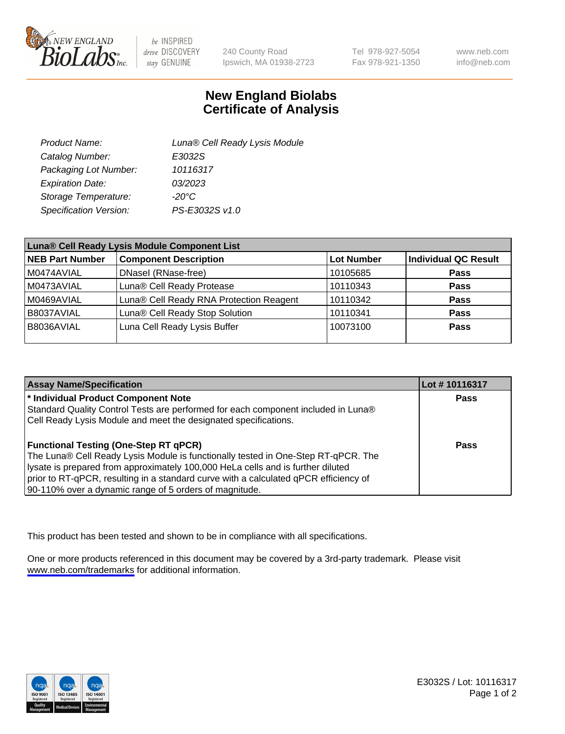New England Biolabs
240 County Road, Ipswich, MA 01938-2723
Tel 978-927-5054 | Fax 978-921-1350
www.neb.com | info@neb.com

# New England Biolabs Certificate of Analysis

| | |
|---|---|
| *Product Name:* | *Luna® Cell Ready Lysis Module* |
| *Catalog Number:* | *E3032S* |
| *Packaging Lot Number:* | *10116317* |
| *Expiration Date:* | *03/2023* |
| *Storage Temperature:* | *-20°C* |
| *Specification Version:* | *PS-E3032S v1.0* |

**Luna® Cell Ready Lysis Module Component List**

| NEB Part Number | Component Description | Lot Number | Individual QC Result |
|---|---|---|---|
| M0474AVIAL | DNaseI (RNase-free) | 10105685 | **Pass** |
| M0473AVIAL | Luna® Cell Ready Protease | 10110343 | **Pass** |
| M0469AVIAL | Luna® Cell Ready RNA Protection Reagent | 10110342 | **Pass** |
| B8037AVIAL | Luna® Cell Ready Stop Solution | 10110341 | **Pass** |
| B8036AVIAL | Luna Cell Ready Lysis Buffer | 10073100 | **Pass** |

| Assay Name/Specification | Lot # 10116317 |
|---|---|
| **\* Individual Product Component Note**<br>Standard Quality Control Tests are performed for each component included in Luna® Cell Ready Lysis Module and meet the designated specifications. | **Pass** |
| **Functional Testing (One-Step RT qPCR)**<br>The Luna® Cell Ready Lysis Module is functionally tested in One-Step RT-qPCR. The lysate is prepared from approximately 100,000 HeLa cells and is further diluted prior to RT-qPCR, resulting in a standard curve with a calculated qPCR efficiency of 90-110% over a dynamic range of 5 orders of magnitude. | **Pass** |

This product has been tested and shown to be in compliance with all specifications.

One or more products referenced in this document may be covered by a 3rd-party trademark. Please visit www.neb.com/trademarks for additional information.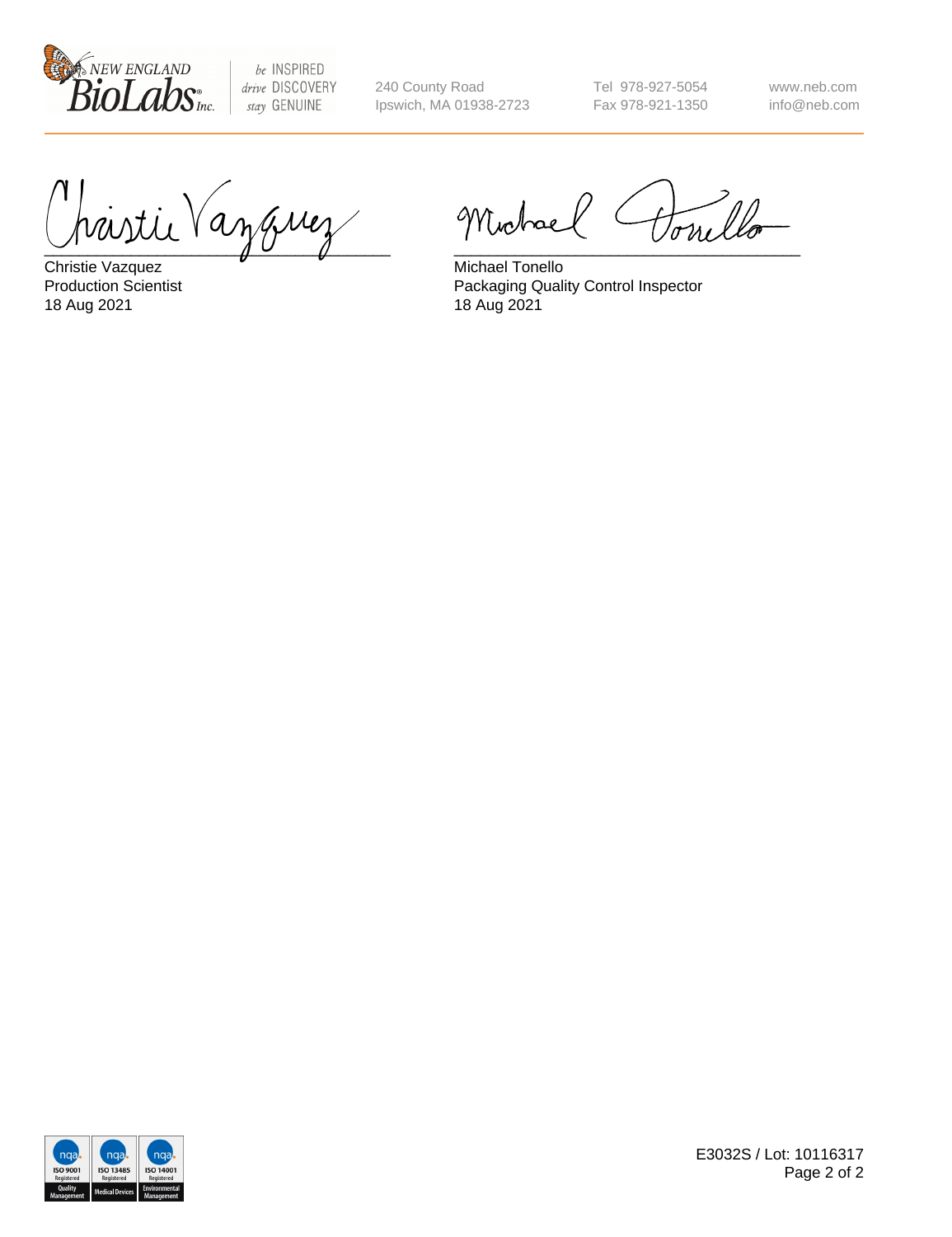be INSPIRED
drive DISCOVERY
stay GENUINE

240 County Road
Ipswich, MA 01938-2723

Tel 978-927-5054
Fax 978-921-1350

www.neb.com
info@neb.com

Christie Vazquez
Production Scientist
18 Aug 2021

Michael Tonello
Packaging Quality Control Inspector
18 Aug 2021

E3032S / Lot: 10116317